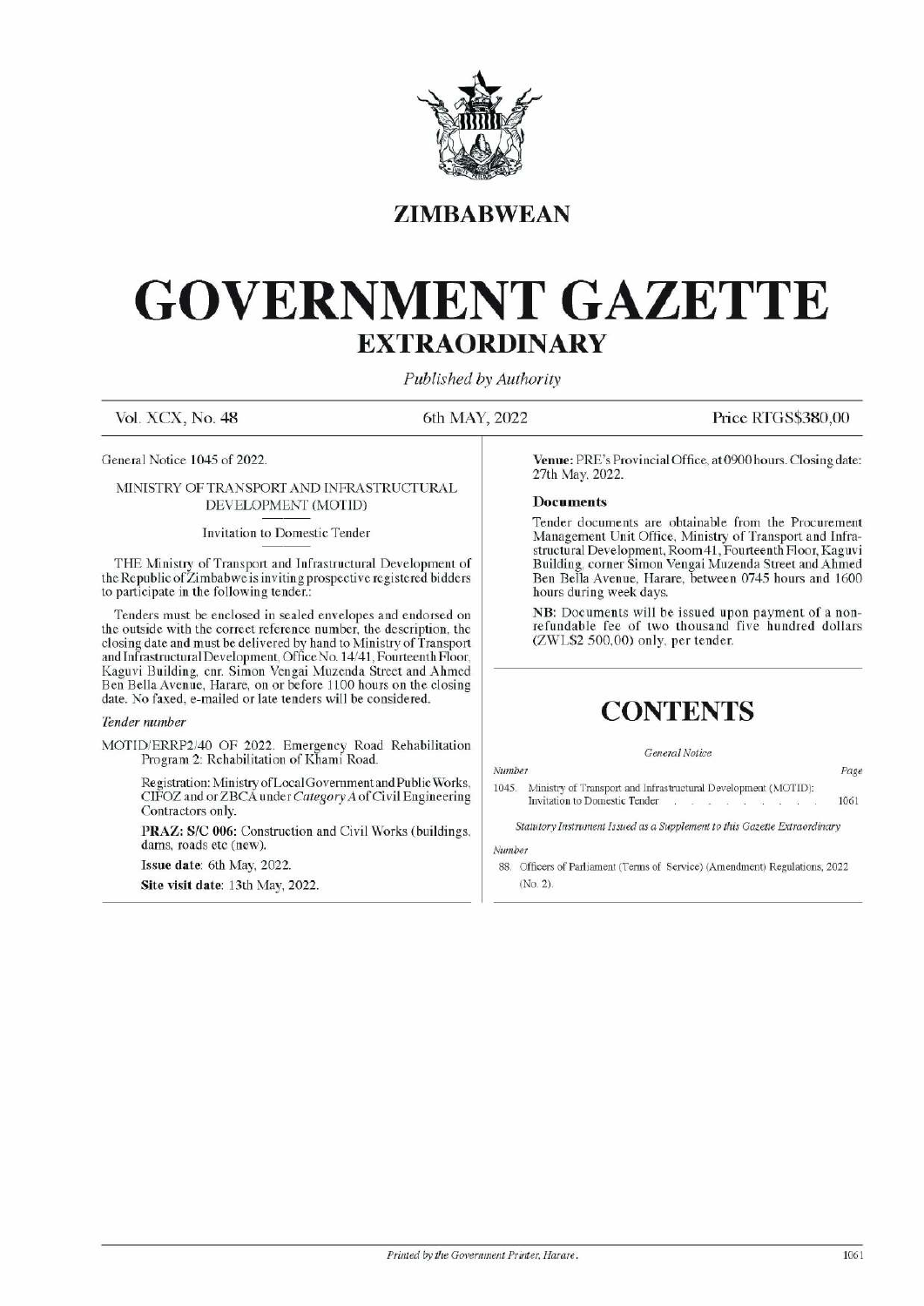# ZIMBABWEAN

# GOVERNMENT GAZETTE

## EXTRAORDINARY

*Published by Authority*

Vol. XCX, No. 48 6th MAY, 2022 Price RTGS$380,00

General Notice 1045 of 2022.

MINISTRY OF TRANSPORT AND INFRASTRUCTURAL DEVELOPMENT (MOTID)

Invitation to Domestic Tender

THE Ministry of Transport and Infrastructural Development of the Republic of Zimbabwe is inviting prospective registered bidders to participate in the following tender.:

Tenders must be enclosed in sealed envelopes and endorsed on the outside with the correct reference number, the description, the closing date and must be delivered by hand to Ministry of Transport and Infrastructural Development, Office No. 14/41, Fourteenth Floor, Kaguvi Building, cnr. Simon Vengai Muzenda Street and Ahmed Ben Bella Avenue, Harare, on or before 1100 hours on the closing date. No faxed, e-mailed or late tenders will be considered.

*Tender number*

MOTID/ERRP2/40 OF 2022. Emergency Road Rehabilitation Program 2: Rehabilitation of Khami Road.

Registration: Ministry of Local Government and Public Works, CIFOZ and or ZBCA under *Category A* of Civil Engineering Contractors only.

**PRAZ: S/C 006:** Construction and Civil Works (buildings, dams, roads etc (new).

**Issue date**: 6th May, 2022.

**Site visit date**: 13th May, 2022.

**Venue:** PRE's Provincial Office, at 0900 hours. Closing date: 27th May, 2022.

**Documents**

Tender documents are obtainable from the Procurement Management Unit Office, Ministry of Transport and Infrastructural Development, Room 41, Fourteenth Floor, Kaguvi Building, corner Simon Vengai Muzenda Street and Ahmed Ben Bella Avenue, Harare, between 0745 hours and 1600 hours during week days.

**NB:** Documents will be issued upon payment of a non-refundable fee of two thousand five hundred dollars (ZWL$2 500,00) only, per tender.

## CONTENTS

*General Notice*

| *Number* | | *Page* |
|---|---|---|
| 1045. | Ministry of Transport and Infrastructural Development (MOTID): Invitation to Domestic Tender | 1061 |

*Statutory Instrument Issued as a Supplement to this Gazette Extraordinary*

*Number*

88. Officers of Parliament (Terms of Service) (Amendment) Regulations, 2022 (No. 2).

*Printed by the Government Printer, Harare.*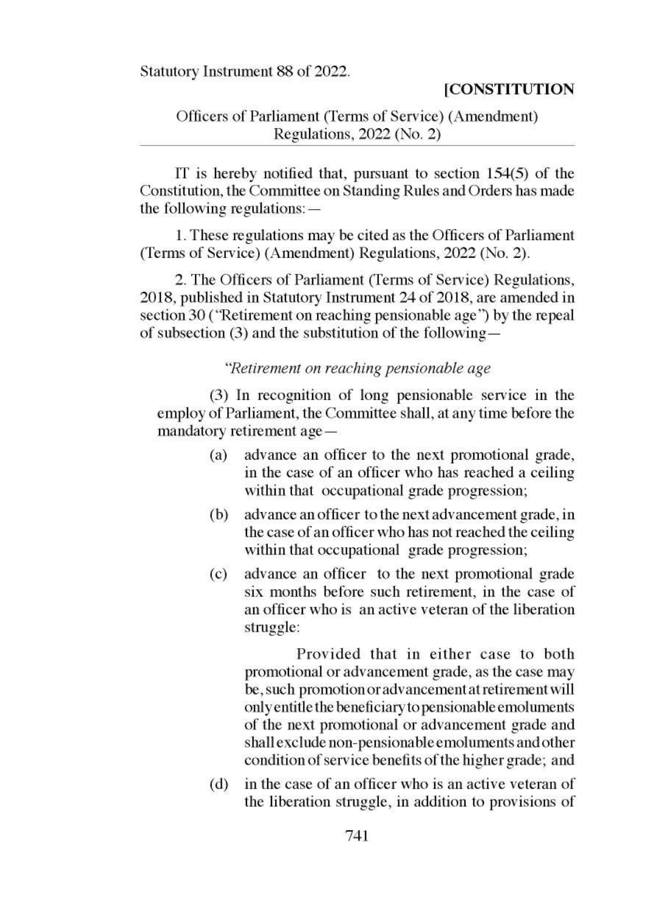Statutory Instrument 88 of 2022.

**[CONSTITUTION**

Officers of Parliament (Terms of Service) (Amendment) Regulations, 2022 (No. 2)

IT is hereby notified that, pursuant to section 154(5) of the Constitution, the Committee on Standing Rules and Orders has made the following regulations:—

1. These regulations may be cited as the Officers of Parliament (Terms of Service) (Amendment) Regulations, 2022 (No. 2).

2. The Officers of Parliament (Terms of Service) Regulations, 2018, published in Statutory Instrument 24 of 2018, are amended in section 30 ("Retirement on reaching pensionable age") by the repeal of subsection (3) and the substitution of the following—

*"Retirement on reaching pensionable age*

(3) In recognition of long pensionable service in the employ of Parliament, the Committee shall, at any time before the mandatory retirement age—

(a) advance an officer to the next promotional grade, in the case of an officer who has reached a ceiling within that occupational grade progression;

(b) advance an officer to the next advancement grade, in the case of an officer who has not reached the ceiling within that occupational grade progression;

(c) advance an officer to the next promotional grade six months before such retirement, in the case of an officer who is an active veteran of the liberation struggle:

Provided that in either case to both promotional or advancement grade, as the case may be, such promotion or advancement at retirement will only entitle the beneficiary to pensionable emoluments of the next promotional or advancement grade and shall exclude non-pensionable emoluments and other condition of service benefits of the higher grade; and

(d) in the case of an officer who is an active veteran of the liberation struggle, in addition to provisions of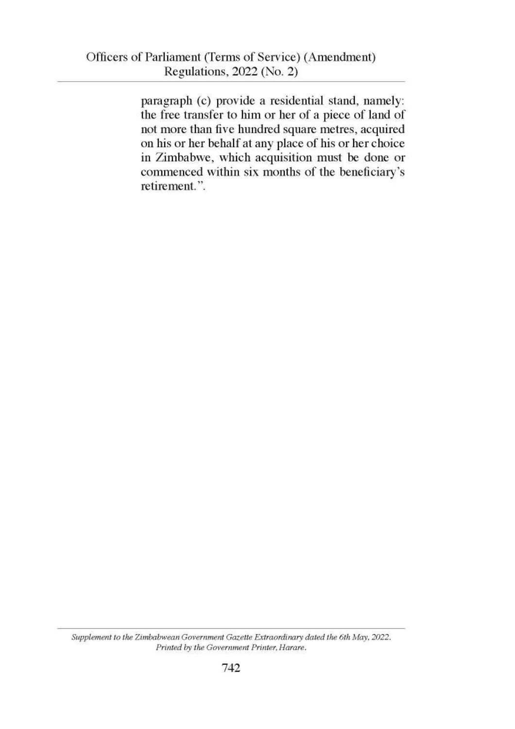paragraph (c) provide a residential stand, namely: the free transfer to him or her of a piece of land of not more than five hundred square metres, acquired on his or her behalf at any place of his or her choice in Zimbabwe, which acquisition must be done or commenced within six months of the beneficiary's retirement.".

*Supplement to the Zimbabwean Government Gazette Extraordinary dated the 6th May, 2022. Printed by the Government Printer, Harare.*